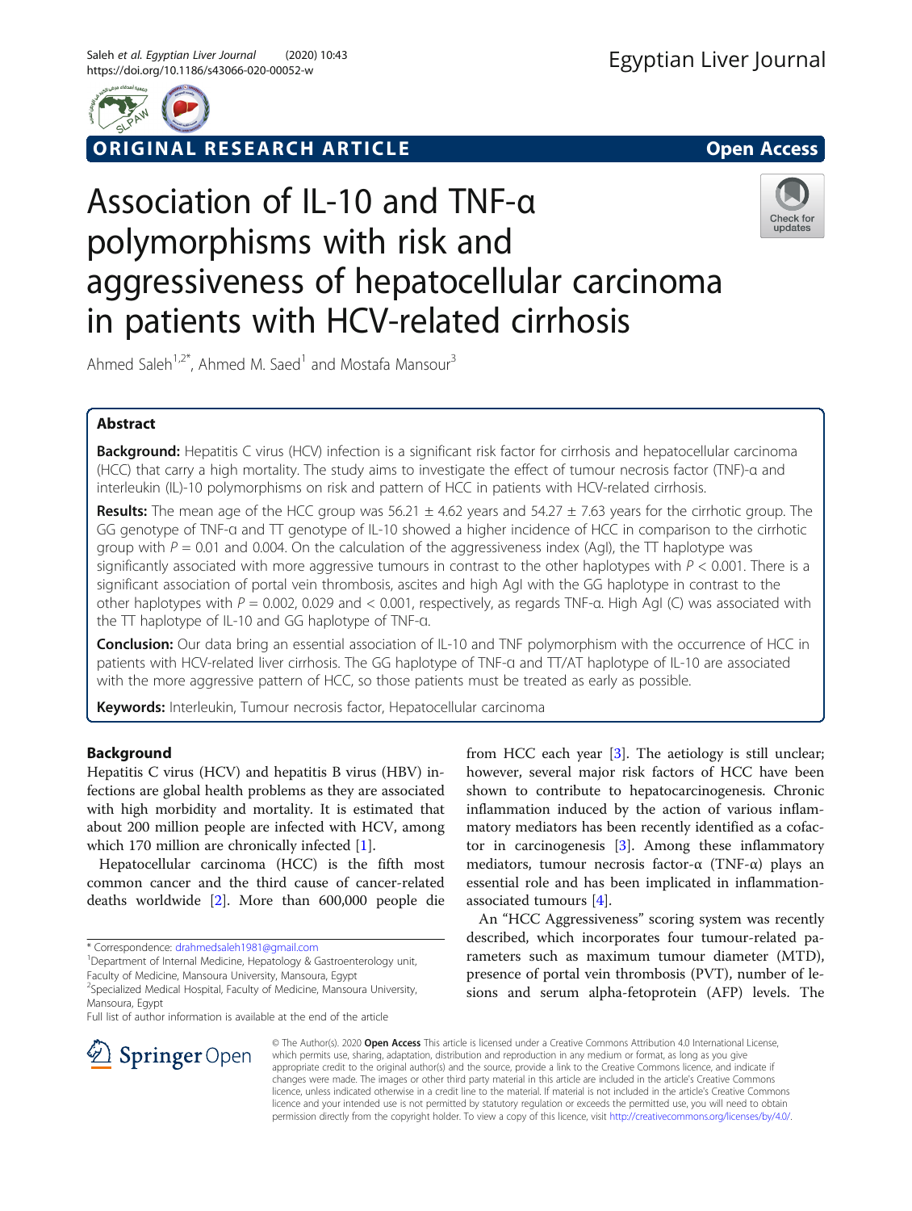ORIGINAL RESEARCH ARTICLE

Open Access

# Association of IL-10 and TNF-α polymorphisms with risk and aggressiveness of hepatocellular carcinoma in patients with HCV-related cirrhosis

Ahmed Saleh[1,2*], Ahmed M. Saed[1] and Mostafa Mansour[3]

## Abstract

**Background:** Hepatitis C virus (HCV) infection is a significant risk factor for cirrhosis and hepatocellular carcinoma (HCC) that carry a high mortality. The study aims to investigate the effect of tumour necrosis factor (TNF)-α and interleukin (IL)-10 polymorphisms on risk and pattern of HCC in patients with HCV-related cirrhosis.

**Results:** The mean age of the HCC group was 56.21 ± 4.62 years and 54.27 ± 7.63 years for the cirrhotic group. The GG genotype of TNF-α and TT genotype of IL-10 showed a higher incidence of HCC in comparison to the cirrhotic group with $P = 0.01$ and 0.004. On the calculation of the aggressiveness index (AgI), the TT haplotype was significantly associated with more aggressive tumours in contrast to the other haplotypes with $P < 0.001$. There is a significant association of portal vein thrombosis, ascites and high AgI with the GG haplotype in contrast to the other haplotypes with $P = 0.002$, 0.029 and $< 0.001$, respectively, as regards TNF-α. High AgI (C) was associated with the TT haplotype of IL-10 and GG haplotype of TNF-α.

**Conclusion:** Our data bring an essential association of IL-10 and TNF polymorphism with the occurrence of HCC in patients with HCV-related liver cirrhosis. The GG haplotype of TNF-α and TT/AT haplotype of IL-10 are associated with the more aggressive pattern of HCC, so those patients must be treated as early as possible.

**Keywords:** Interleukin, Tumour necrosis factor, Hepatocellular carcinoma

## Background

Hepatitis C virus (HCV) and hepatitis B virus (HBV) infections are global health problems as they are associated with high morbidity and mortality. It is estimated that about 200 million people are infected with HCV, among which 170 million are chronically infected [1].

Hepatocellular carcinoma (HCC) is the fifth most common cancer and the third cause of cancer-related deaths worldwide [2]. More than 600,000 people die from HCC each year [3]. The aetiology is still unclear; however, several major risk factors of HCC have been shown to contribute to hepatocarcinogenesis. Chronic inflammation induced by the action of various inflammatory mediators has been recently identified as a cofactor in carcinogenesis [3]. Among these inflammatory mediators, tumour necrosis factor-α (TNF-α) plays an essential role and has been implicated in inflammation-associated tumours [4].

An "HCC Aggressiveness" scoring system was recently described, which incorporates four tumour-related parameters such as maximum tumour diameter (MTD), presence of portal vein thrombosis (PVT), number of lesions and serum alpha-fetoprotein (AFP) levels. The

\* Correspondence: drahmedsaleh1981@gmail.com

[1]Department of Internal Medicine, Hepatology & Gastroenterology unit, Faculty of Medicine, Mansoura University, Mansoura, Egypt

[2]Specialized Medical Hospital, Faculty of Medicine, Mansoura University, Mansoura, Egypt

Full list of author information is available at the end of the article

© The Author(s). 2020 Open Access This article is licensed under a Creative Commons Attribution 4.0 International License, which permits use, sharing, adaptation, distribution and reproduction in any medium or format, as long as you give appropriate credit to the original author(s) and the source, provide a link to the Creative Commons licence, and indicate if changes were made. The images or other third party material in this article are included in the article's Creative Commons licence, unless indicated otherwise in a credit line to the material. If material is not included in the article's Creative Commons licence and your intended use is not permitted by statutory regulation or exceeds the permitted use, you will need to obtain permission directly from the copyright holder. To view a copy of this licence, visit http://creativecommons.org/licenses/by/4.0/.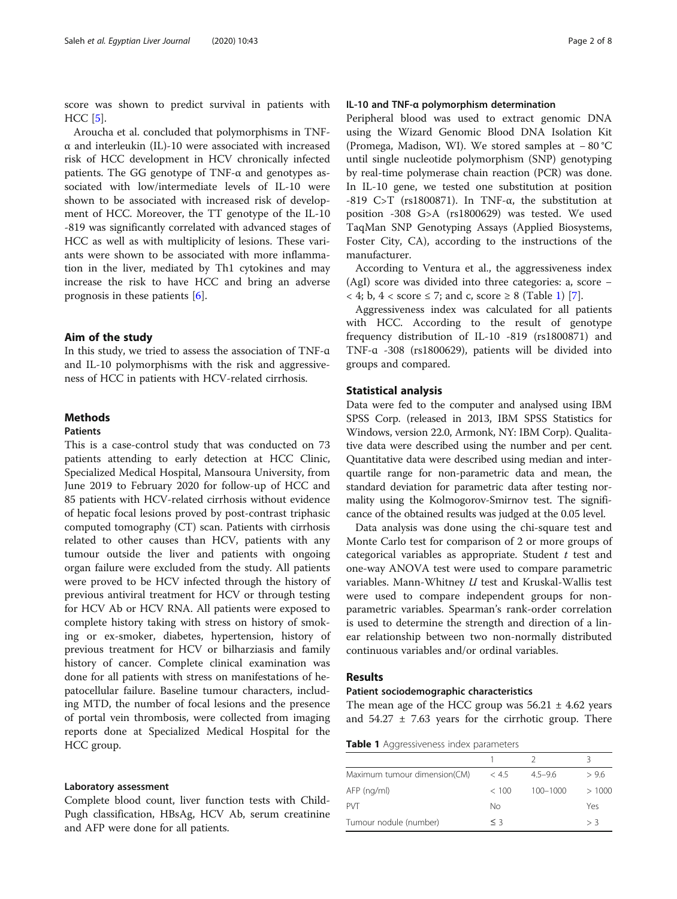score was shown to predict survival in patients with HCC [5].

Aroucha et al. concluded that polymorphisms in TNF-α and interleukin (IL)-10 were associated with increased risk of HCC development in HCV chronically infected patients. The GG genotype of TNF-α and genotypes associated with low/intermediate levels of IL-10 were shown to be associated with increased risk of development of HCC. Moreover, the TT genotype of the IL-10 -819 was significantly correlated with advanced stages of HCC as well as with multiplicity of lesions. These variants were shown to be associated with more inflammation in the liver, mediated by Th1 cytokines and may increase the risk to have HCC and bring an adverse prognosis in these patients [6].

## Aim of the study

In this study, we tried to assess the association of TNF-ɑ and IL-10 polymorphisms with the risk and aggressiveness of HCC in patients with HCV-related cirrhosis.

## Methods

### Patients

This is a case-control study that was conducted on 73 patients attending to early detection at HCC Clinic, Specialized Medical Hospital, Mansoura University, from June 2019 to February 2020 for follow-up of HCC and 85 patients with HCV-related cirrhosis without evidence of hepatic focal lesions proved by post-contrast triphasic computed tomography (CT) scan. Patients with cirrhosis related to other causes than HCV, patients with any tumour outside the liver and patients with ongoing organ failure were excluded from the study. All patients were proved to be HCV infected through the history of previous antiviral treatment for HCV or through testing for HCV Ab or HCV RNA. All patients were exposed to complete history taking with stress on history of smoking or ex-smoker, diabetes, hypertension, history of previous treatment for HCV or bilharziasis and family history of cancer. Complete clinical examination was done for all patients with stress on manifestations of hepatocellular failure. Baseline tumour characters, including MTD, the number of focal lesions and the presence of portal vein thrombosis, were collected from imaging reports done at Specialized Medical Hospital for the HCC group.

### Laboratory assessment

Complete blood count, liver function tests with Child-Pugh classification, HBsAg, HCV Ab, serum creatinine and AFP were done for all patients.

### IL-10 and TNF-α polymorphism determination

Peripheral blood was used to extract genomic DNA using the Wizard Genomic Blood DNA Isolation Kit (Promega, Madison, WI). We stored samples at − 80 °C until single nucleotide polymorphism (SNP) genotyping by real-time polymerase chain reaction (PCR) was done. In IL-10 gene, we tested one substitution at position -819 C>T (rs1800871). In TNF-α, the substitution at position -308 G>A (rs1800629) was tested. We used TaqMan SNP Genotyping Assays (Applied Biosystems, Foster City, CA), according to the instructions of the manufacturer.

According to Ventura et al., the aggressiveness index (AgI) score was divided into three categories: a, score − < 4; b, 4 < score ≤ 7; and c, score ≥ 8 (Table 1) [7].

Aggressiveness index was calculated for all patients with HCC. According to the result of genotype frequency distribution of IL-10 -819 (rs1800871) and TNF-ɑ -308 (rs1800629), patients will be divided into groups and compared.

### Statistical analysis

Data were fed to the computer and analysed using IBM SPSS Corp. (released in 2013, IBM SPSS Statistics for Windows, version 22.0, Armonk, NY: IBM Corp). Qualitative data were described using the number and per cent. Quantitative data were described using median and interquartile range for non-parametric data and mean, the standard deviation for parametric data after testing normality using the Kolmogorov-Smirnov test. The significance of the obtained results was judged at the 0.05 level.

Data analysis was done using the chi-square test and Monte Carlo test for comparison of 2 or more groups of categorical variables as appropriate. Student *t* test and one-way ANOVA test were used to compare parametric variables. Mann-Whitney *U* test and Kruskal-Wallis test were used to compare independent groups for non-parametric variables. Spearman's rank-order correlation is used to determine the strength and direction of a linear relationship between two non-normally distributed continuous variables and/or ordinal variables.

## Results

### Patient sociodemographic characteristics

The mean age of the HCC group was 56.21 ± 4.62 years and 54.27 ± 7.63 years for the cirrhotic group. There

**Table 1** Aggressiveness index parameters

| | 1 | 2 | 3 |
|---|---|---|---|
| Maximum tumour dimension(CM) | < 4.5 | 4.5–9.6 | > 9.6 |
| AFP (ng/ml) | < 100 | 100–1000 | > 1000 |
| PVT | No | | Yes |
| Tumour nodule (number) | ≤ 3 | | > 3 |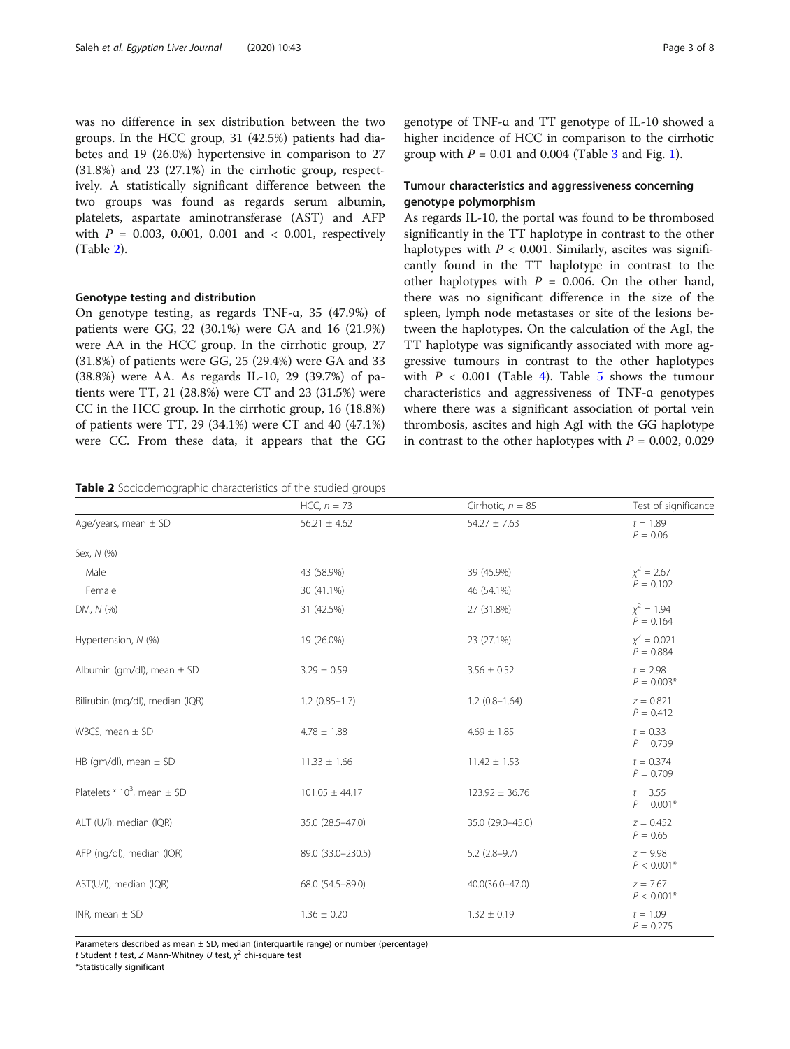was no difference in sex distribution between the two groups. In the HCC group, 31 (42.5%) patients had diabetes and 19 (26.0%) hypertensive in comparison to 27 (31.8%) and 23 (27.1%) in the cirrhotic group, respectively. A statistically significant difference between the two groups was found as regards serum albumin, platelets, aspartate aminotransferase (AST) and AFP with $P$ = 0.003, 0.001, 0.001 and < 0.001, respectively (Table 2).

### Genotype testing and distribution

On genotype testing, as regards TNF-α, 35 (47.9%) of patients were GG, 22 (30.1%) were GA and 16 (21.9%) were AA in the HCC group. In the cirrhotic group, 27 (31.8%) of patients were GG, 25 (29.4%) were GA and 33 (38.8%) were AA. As regards IL-10, 29 (39.7%) of patients were TT, 21 (28.8%) were CT and 23 (31.5%) were CC in the HCC group. In the cirrhotic group, 16 (18.8%) of patients were TT, 29 (34.1%) were CT and 40 (47.1%) were CC. From these data, it appears that the GG genotype of TNF-α and TT genotype of IL-10 showed a higher incidence of HCC in comparison to the cirrhotic group with $P$ = 0.01 and 0.004 (Table 3 and Fig. 1).

### Tumour characteristics and aggressiveness concerning genotype polymorphism

As regards IL-10, the portal was found to be thrombosed significantly in the TT haplotype in contrast to the other haplotypes with $P$ < 0.001. Similarly, ascites was significantly found in the TT haplotype in contrast to the other haplotypes with $P$ = 0.006. On the other hand, there was no significant difference in the size of the spleen, lymph node metastases or site of the lesions between the haplotypes. On the calculation of the AgI, the TT haplotype was significantly associated with more aggressive tumours in contrast to the other haplotypes with $P$ < 0.001 (Table 4). Table 5 shows the tumour characteristics and aggressiveness of TNF-α genotypes where there was a significant association of portal vein thrombosis, ascites and high AgI with the GG haplotype in contrast to the other haplotypes with $P$ = 0.002, 0.029

**Table 2** Sociodemographic characteristics of the studied groups

| | HCC, $n$ = 73 | Cirrhotic, $n$ = 85 | Test of significance |
|---|---|---|---|
| Age/years, mean ± SD | 56.21 ± 4.62 | 54.27 ± 7.63 | $t$ = 1.89<br>$P$ = 0.06 |
| Sex, $N$ (%) | | | |
| Male | 43 (58.9%) | 39 (45.9%) | $\chi^2$ = 2.67<br>$P$ = 0.102 |
| Female | 30 (41.1%) | 46 (54.1%) | |
| DM, $N$ (%) | 31 (42.5%) | 27 (31.8%) | $\chi^2$ = 1.94<br>$P$ = 0.164 |
| Hypertension, $N$ (%) | 19 (26.0%) | 23 (27.1%) | $\chi^2$ = 0.021<br>$P$ = 0.884 |
| Albumin (gm/dl), mean ± SD | 3.29 ± 0.59 | 3.56 ± 0.52 | $t$ = 2.98<br>$P$ = 0.003* |
| Bilirubin (mg/dl), median (IQR) | 1.2 (0.85–1.7) | 1.2 (0.8–1.64) | $z$ = 0.821<br>$P$ = 0.412 |
| WBCS, mean ± SD | 4.78 ± 1.88 | 4.69 ± 1.85 | $t$ = 0.33<br>$P$ = 0.739 |
| HB (gm/dl), mean ± SD | 11.33 ± 1.66 | 11.42 ± 1.53 | $t$ = 0.374<br>$P$ = 0.709 |
| Platelets * $10^3$, mean ± SD | 101.05 ± 44.17 | 123.92 ± 36.76 | $t$ = 3.55<br>$P$ = 0.001* |
| ALT (U/l), median (IQR) | 35.0 (28.5–47.0) | 35.0 (29.0–45.0) | $z$ = 0.452<br>$P$ = 0.65 |
| AFP (ng/dl), median (IQR) | 89.0 (33.0–230.5) | 5.2 (2.8–9.7) | $z$ = 9.98<br>$P$ < 0.001* |
| AST(U/l), median (IQR) | 68.0 (54.5–89.0) | 40.0(36.0–47.0) | $z$ = 7.67<br>$P$ < 0.001* |
| INR, mean ± SD | 1.36 ± 0.20 | 1.32 ± 0.19 | $t$ = 1.09<br>$P$ = 0.275 |

Parameters described as mean ± SD, median (interquartile range) or number (percentage)
$t$ Student $t$ test, $Z$ Mann-Whitney $U$ test, $\chi^2$ chi-square test
*Statistically significant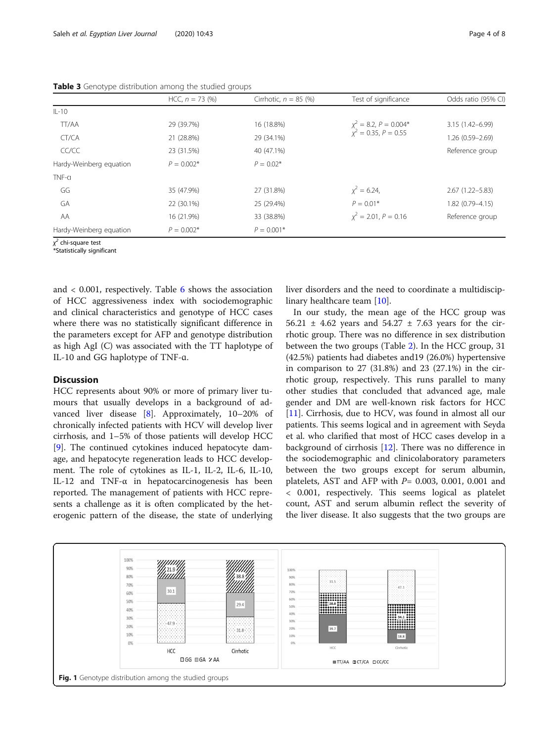**Table 3** Genotype distribution among the studied groups

| | HCC, n = 73 (%) | Cirrhotic, n = 85 (%) | Test of significance | Odds ratio (95% CI) |
|---|---|---|---|---|
| IL-10 | | | | |
| TT/AA | 29 (39.7%) | 16 (18.8%) | $\chi^2$ = 8.2, P = 0.004* | 3.15 (1.42–6.99) |
| CT/CA | 21 (28.8%) | 29 (34.1%) | $\chi^2$ = 0.35, P = 0.55 | 1.26 (0.59–2.69) |
| CC/CC | 23 (31.5%) | 40 (47.1%) | | Reference group |
| Hardy-Weinberg equation | P = 0.002* | P = 0.02* | | |
| TNF-α | | | | |
| GG | 35 (47.9%) | 27 (31.8%) | $\chi^2$ = 6.24, | 2.67 (1.22–5.83) |
| GA | 22 (30.1%) | 25 (29.4%) | P = 0.01* | 1.82 (0.79–4.15) |
| AA | 16 (21.9%) | 33 (38.8%) | $\chi^2$ = 2.01, P = 0.16 | Reference group |
| Hardy-Weinberg equation | P = 0.002* | P = 0.001* | | |

$\chi^2$ chi-square test
*Statistically significant

and < 0.001, respectively. Table 6 shows the association of HCC aggressiveness index with sociodemographic and clinical characteristics and genotype of HCC cases where there was no statistically significant difference in the parameters except for AFP and genotype distribution as high AgI (C) was associated with the TT haplotype of IL-10 and GG haplotype of TNF-α.

## Discussion

HCC represents about 90% or more of primary liver tumours that usually develops in a background of advanced liver disease [8]. Approximately, 10–20% of chronically infected patients with HCV will develop liver cirrhosis, and 1–5% of those patients will develop HCC [9]. The continued cytokines induced hepatocyte damage, and hepatocyte regeneration leads to HCC development. The role of cytokines as IL-1, IL-2, IL-6, IL-10, IL-12 and TNF-α in hepatocarcinogenesis has been reported. The management of patients with HCC represents a challenge as it is often complicated by the heterogenic pattern of the disease, the state of underlying liver disorders and the need to coordinate a multidisciplinary healthcare team [10].

In our study, the mean age of the HCC group was 56.21 ± 4.62 years and 54.27 ± 7.63 years for the cirrhotic group. There was no difference in sex distribution between the two groups (Table 2). In the HCC group, 31 (42.5%) patients had diabetes and19 (26.0%) hypertensive in comparison to 27 (31.8%) and 23 (27.1%) in the cirrhotic group, respectively. This runs parallel to many other studies that concluded that advanced age, male gender and DM are well-known risk factors for HCC [11]. Cirrhosis, due to HCV, was found in almost all our patients. This seems logical and in agreement with Seyda et al. who clarified that most of HCC cases develop in a background of cirrhosis [12]. There was no difference in the sociodemographic and clinicolaboratory parameters between the two groups except for serum albumin, platelets, AST and AFP with P= 0.003, 0.001, 0.001 and < 0.001, respectively. This seems logical as platelet count, AST and serum albumin reflect the severity of the liver disease. It also suggests that the two groups are

**Fig. 1** Genotype distribution among the studied groups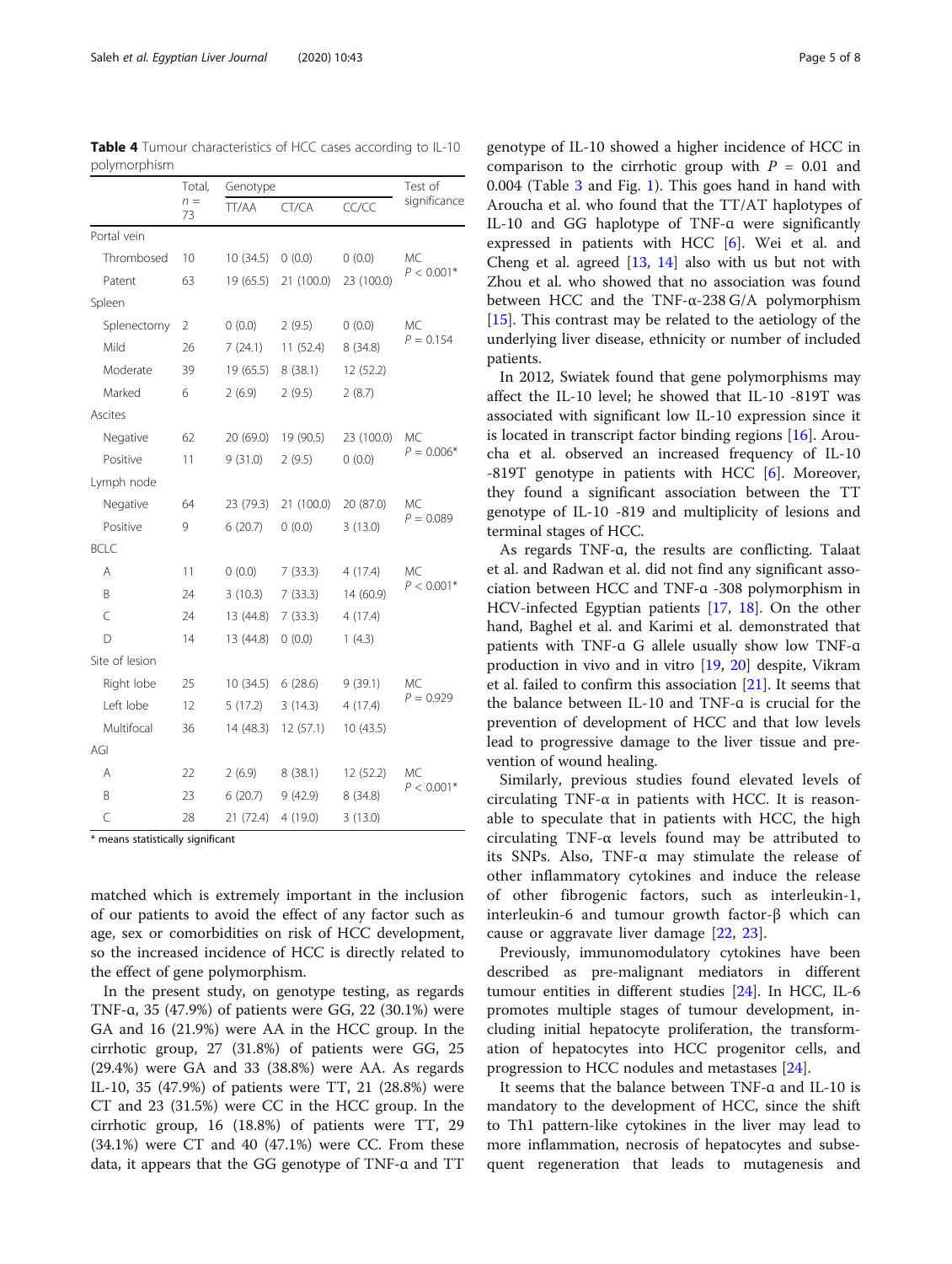**Table 4** Tumour characteristics of HCC cases according to IL-10 polymorphism

| | Total, n = 73 | Genotype | | | Test of significance |
|---|---|---|---|---|---|
| | | TT/AA | CT/CA | CC/CC | |
| Portal vein | | | | | |
| Thrombosed | 10 | 10 (34.5) | 0 (0.0) | 0 (0.0) | MC $P < 0.001$* |
| Patent | 63 | 19 (65.5) | 21 (100.0) | 23 (100.0) | |
| Spleen | | | | | |
| Splenectomy | 2 | 0 (0.0) | 2 (9.5) | 0 (0.0) | MC $P = 0.154$ |
| Mild | 26 | 7 (24.1) | 11 (52.4) | 8 (34.8) | |
| Moderate | 39 | 19 (65.5) | 8 (38.1) | 12 (52.2) | |
| Marked | 6 | 2 (6.9) | 2 (9.5) | 2 (8.7) | |
| Ascites | | | | | |
| Negative | 62 | 20 (69.0) | 19 (90.5) | 23 (100.0) | MC $P = 0.006$* |
| Positive | 11 | 9 (31.0) | 2 (9.5) | 0 (0.0) | |
| Lymph node | | | | | |
| Negative | 64 | 23 (79.3) | 21 (100.0) | 20 (87.0) | MC $P = 0.089$ |
| Positive | 9 | 6 (20.7) | 0 (0.0) | 3 (13.0) | |
| BCLC | | | | | |
| A | 11 | 0 (0.0) | 7 (33.3) | 4 (17.4) | MC $P < 0.001$* |
| B | 24 | 3 (10.3) | 7 (33.3) | 14 (60.9) | |
| C | 24 | 13 (44.8) | 7 (33.3) | 4 (17.4) | |
| D | 14 | 13 (44.8) | 0 (0.0) | 1 (4.3) | |
| Site of lesion | | | | | |
| Right lobe | 25 | 10 (34.5) | 6 (28.6) | 9 (39.1) | MC $P = 0.929$ |
| Left lobe | 12 | 5 (17.2) | 3 (14.3) | 4 (17.4) | |
| Multifocal | 36 | 14 (48.3) | 12 (57.1) | 10 (43.5) | |
| AGI | | | | | |
| A | 22 | 2 (6.9) | 8 (38.1) | 12 (52.2) | MC $P < 0.001$* |
| B | 23 | 6 (20.7) | 9 (42.9) | 8 (34.8) | |
| C | 28 | 21 (72.4) | 4 (19.0) | 3 (13.0) | |

\* means statistically significant

matched which is extremely important in the inclusion of our patients to avoid the effect of any factor such as age, sex or comorbidities on risk of HCC development, so the increased incidence of HCC is directly related to the effect of gene polymorphism.

In the present study, on genotype testing, as regards TNF-α, 35 (47.9%) of patients were GG, 22 (30.1%) were GA and 16 (21.9%) were AA in the HCC group. In the cirrhotic group, 27 (31.8%) of patients were GG, 25 (29.4%) were GA and 33 (38.8%) were AA. As regards IL-10, 35 (47.9%) of patients were TT, 21 (28.8%) were CT and 23 (31.5%) were CC in the HCC group. In the cirrhotic group, 16 (18.8%) of patients were TT, 29 (34.1%) were CT and 40 (47.1%) were CC. From these data, it appears that the GG genotype of TNF-α and TT genotype of IL-10 showed a higher incidence of HCC in comparison to the cirrhotic group with $P = 0.01$ and 0.004 (Table 3 and Fig. 1). This goes hand in hand with Aroucha et al. who found that the TT/AT haplotypes of IL-10 and GG haplotype of TNF-α were significantly expressed in patients with HCC [6]. Wei et al. and Cheng et al. agreed [13, 14] also with us but not with Zhou et al. who showed that no association was found between HCC and the TNF-α-238 G/A polymorphism [15]. This contrast may be related to the aetiology of the underlying liver disease, ethnicity or number of included patients.

In 2012, Swiatek found that gene polymorphisms may affect the IL-10 level; he showed that IL-10 -819T was associated with significant low IL-10 expression since it is located in transcript factor binding regions [16]. Aroucha et al. observed an increased frequency of IL-10 -819T genotype in patients with HCC [6]. Moreover, they found a significant association between the TT genotype of IL-10 -819 and multiplicity of lesions and terminal stages of HCC.

As regards TNF-α, the results are conflicting. Talaat et al. and Radwan et al. did not find any significant association between HCC and TNF-α -308 polymorphism in HCV-infected Egyptian patients [17, 18]. On the other hand, Baghel et al. and Karimi et al. demonstrated that patients with TNF-α G allele usually show low TNF-α production in vivo and in vitro [19, 20] despite, Vikram et al. failed to confirm this association [21]. It seems that the balance between IL-10 and TNF-α is crucial for the prevention of development of HCC and that low levels lead to progressive damage to the liver tissue and prevention of wound healing.

Similarly, previous studies found elevated levels of circulating TNF-α in patients with HCC. It is reasonable to speculate that in patients with HCC, the high circulating TNF-α levels found may be attributed to its SNPs. Also, TNF-α may stimulate the release of other inflammatory cytokines and induce the release of other fibrogenic factors, such as interleukin-1, interleukin-6 and tumour growth factor-β which can cause or aggravate liver damage [22, 23].

Previously, immunomodulatory cytokines have been described as pre-malignant mediators in different tumour entities in different studies [24]. In HCC, IL-6 promotes multiple stages of tumour development, including initial hepatocyte proliferation, the transformation of hepatocytes into HCC progenitor cells, and progression to HCC nodules and metastases [24].

It seems that the balance between TNF-α and IL-10 is mandatory to the development of HCC, since the shift to Th1 pattern-like cytokines in the liver may lead to more inflammation, necrosis of hepatocytes and subsequent regeneration that leads to mutagenesis and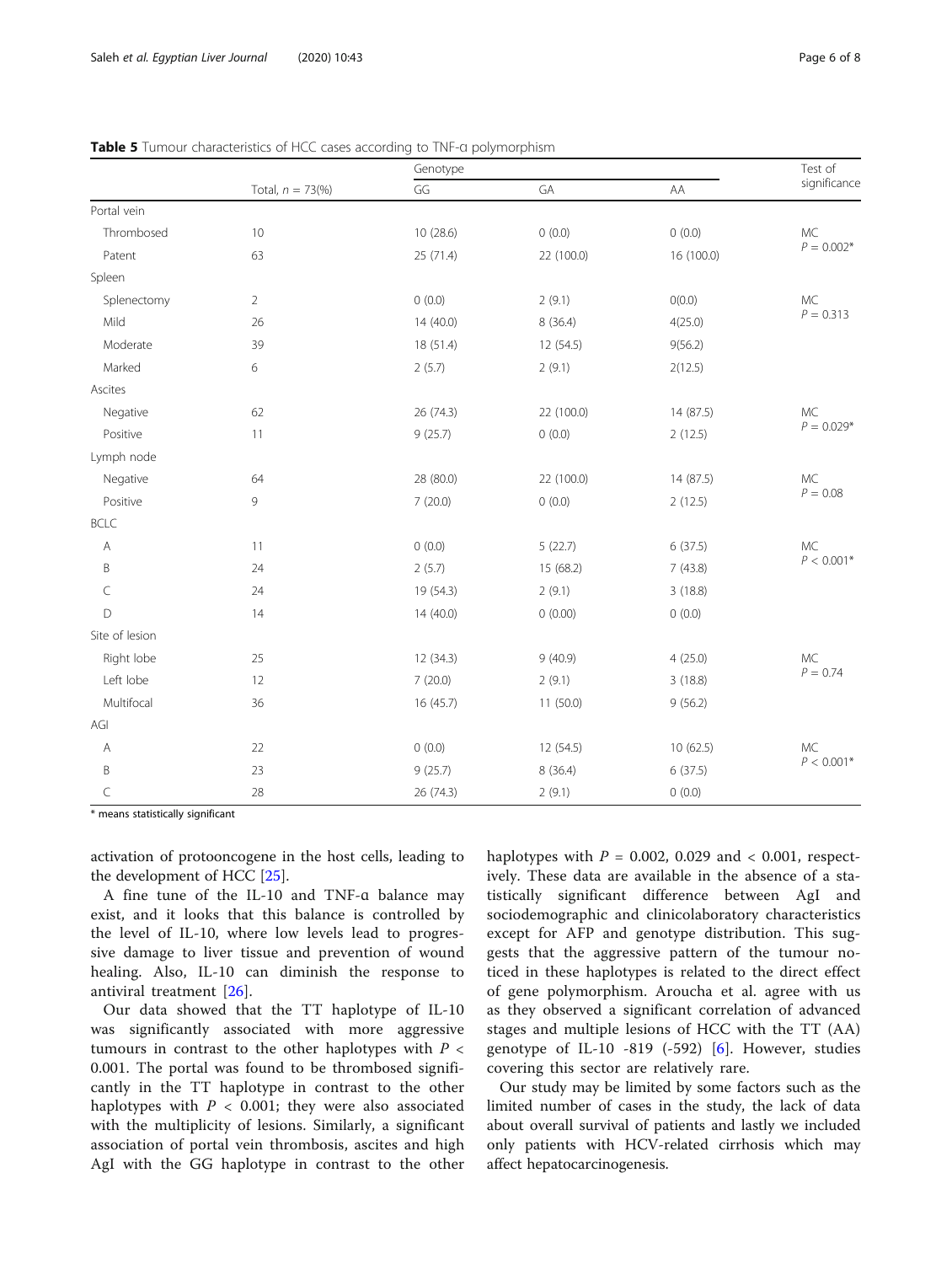**Table 5** Tumour characteristics of HCC cases according to TNF-α polymorphism

| | Total, $n$ = 73(%) | Genotype | | | Test of significance |
|---|---|---|---|---|---|
| | | GG | GA | AA | |
| Portal vein | | | | | |
| Thrombosed | 10 | 10 (28.6) | 0 (0.0) | 0 (0.0) | MC $P = 0.002$* |
| Patent | 63 | 25 (71.4) | 22 (100.0) | 16 (100.0) | |
| Spleen | | | | | |
| Splenectomy | 2 | 0 (0.0) | 2 (9.1) | 0(0.0) | MC $P = 0.313$ |
| Mild | 26 | 14 (40.0) | 8 (36.4) | 4(25.0) | |
| Moderate | 39 | 18 (51.4) | 12 (54.5) | 9(56.2) | |
| Marked | 6 | 2 (5.7) | 2 (9.1) | 2(12.5) | |
| Ascites | | | | | |
| Negative | 62 | 26 (74.3) | 22 (100.0) | 14 (87.5) | MC $P = 0.029$* |
| Positive | 11 | 9 (25.7) | 0 (0.0) | 2 (12.5) | |
| Lymph node | | | | | |
| Negative | 64 | 28 (80.0) | 22 (100.0) | 14 (87.5) | MC $P = 0.08$ |
| Positive | 9 | 7 (20.0) | 0 (0.0) | 2 (12.5) | |
| BCLC | | | | | |
| A | 11 | 0 (0.0) | 5 (22.7) | 6 (37.5) | MC $P < 0.001$* |
| B | 24 | 2 (5.7) | 15 (68.2) | 7 (43.8) | |
| C | 24 | 19 (54.3) | 2 (9.1) | 3 (18.8) | |
| D | 14 | 14 (40.0) | 0 (0.00) | 0 (0.0) | |
| Site of lesion | | | | | |
| Right lobe | 25 | 12 (34.3) | 9 (40.9) | 4 (25.0) | MC $P = 0.74$ |
| Left lobe | 12 | 7 (20.0) | 2 (9.1) | 3 (18.8) | |
| Multifocal | 36 | 16 (45.7) | 11 (50.0) | 9 (56.2) | |
| AGI | | | | | |
| A | 22 | 0 (0.0) | 12 (54.5) | 10 (62.5) | MC $P < 0.001$* |
| B | 23 | 9 (25.7) | 8 (36.4) | 6 (37.5) | |
| C | 28 | 26 (74.3) | 2 (9.1) | 0 (0.0) | |

* means statistically significant

activation of protooncogene in the host cells, leading to the development of HCC [25].

A fine tune of the IL-10 and TNF-α balance may exist, and it looks that this balance is controlled by the level of IL-10, where low levels lead to progressive damage to liver tissue and prevention of wound healing. Also, IL-10 can diminish the response to antiviral treatment [26].

Our data showed that the TT haplotype of IL-10 was significantly associated with more aggressive tumours in contrast to the other haplotypes with $P < 0.001$. The portal was found to be thrombosed significantly in the TT haplotype in contrast to the other haplotypes with $P < 0.001$; they were also associated with the multiplicity of lesions. Similarly, a significant association of portal vein thrombosis, ascites and high AgI with the GG haplotype in contrast to the other haplotypes with $P$ = 0.002, 0.029 and < 0.001, respectively. These data are available in the absence of a statistically significant difference between AgI and sociodemographic and clinicolaboratory characteristics except for AFP and genotype distribution. This suggests that the aggressive pattern of the tumour noticed in these haplotypes is related to the direct effect of gene polymorphism. Aroucha et al. agree with us as they observed a significant correlation of advanced stages and multiple lesions of HCC with the TT (AA) genotype of IL-10 -819 (-592) [6]. However, studies covering this sector are relatively rare.

Our study may be limited by some factors such as the limited number of cases in the study, the lack of data about overall survival of patients and lastly we included only patients with HCV-related cirrhosis which may affect hepatocarcinogenesis.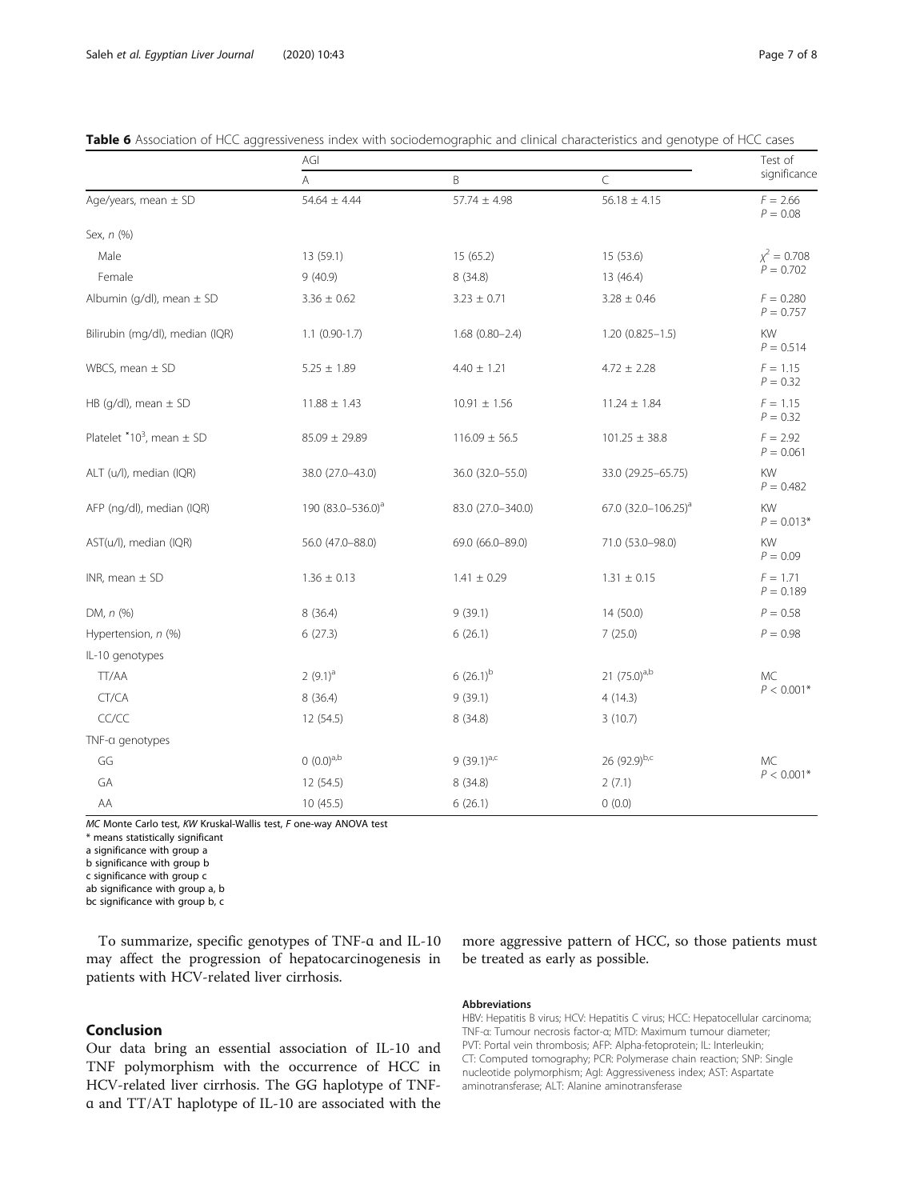**Table 6** Association of HCC aggressiveness index with sociodemographic and clinical characteristics and genotype of HCC cases

| | AGI | | | Test of significance |
|---|---|---|---|---|
| | A | B | C | |
| Age/years, mean ± SD | 54.64 ± 4.44 | 57.74 ± 4.98 | 56.18 ± 4.15 | $F = 2.66$ $P = 0.08$ |
| Sex, *n* (%) | | | | |
| Male | 13 (59.1) | 15 (65.2) | 15 (53.6) | $\chi^2 = 0.708$ $P = 0.702$ |
| Female | 9 (40.9) | 8 (34.8) | 13 (46.4) | |
| Albumin (g/dl), mean ± SD | 3.36 ± 0.62 | 3.23 ± 0.71 | 3.28 ± 0.46 | $F = 0.280$ $P = 0.757$ |
| Bilirubin (mg/dl), median (IQR) | 1.1 (0.90-1.7) | 1.68 (0.80–2.4) | 1.20 (0.825–1.5) | KW $P = 0.514$ |
| WBCS, mean ± SD | 5.25 ± 1.89 | 4.40 ± 1.21 | 4.72 ± 2.28 | $F = 1.15$ $P = 0.32$ |
| HB (g/dl), mean ± SD | 11.88 ± 1.43 | 10.91 ± 1.56 | 11.24 ± 1.84 | $F = 1.15$ $P = 0.32$ |
| Platelet $^*10^3$, mean ± SD | 85.09 ± 29.89 | 116.09 ± 56.5 | 101.25 ± 38.8 | $F = 2.92$ $P = 0.061$ |
| ALT (u/l), median (IQR) | 38.0 (27.0–43.0) | 36.0 (32.0–55.0) | 33.0 (29.25–65.75) | KW $P = 0.482$ |
| AFP (ng/dl), median (IQR) | 190 (83.0–536.0)[a] | 83.0 (27.0–340.0) | 67.0 (32.0–106.25)[a] | KW $P = 0.013$* |
| AST(u/l), median (IQR) | 56.0 (47.0–88.0) | 69.0 (66.0–89.0) | 71.0 (53.0–98.0) | KW $P = 0.09$ |
| INR, mean ± SD | 1.36 ± 0.13 | 1.41 ± 0.29 | 1.31 ± 0.15 | $F = 1.71$ $P = 0.189$ |
| DM, *n* (%) | 8 (36.4) | 9 (39.1) | 14 (50.0) | $P = 0.58$ |
| Hypertension, *n* (%) | 6 (27.3) | 6 (26.1) | 7 (25.0) | $P = 0.98$ |
| IL-10 genotypes | | | | |
| TT/AA | 2 (9.1)[a] | 6 (26.1)[b] | 21 (75.0)[a,b] | MC $P < 0.001$* |
| CT/CA | 8 (36.4) | 9 (39.1) | 4 (14.3) | |
| CC/CC | 12 (54.5) | 8 (34.8) | 3 (10.7) | |
| TNF-α genotypes | | | | |
| GG | 0 (0.0)[a,b] | 9 (39.1)[a,c] | 26 (92.9)[b,c] | MC $P < 0.001$* |
| GA | 12 (54.5) | 8 (34.8) | 2 (7.1) | |
| AA | 10 (45.5) | 6 (26.1) | 0 (0.0) | |

*MC* Monte Carlo test, *KW* Kruskal-Wallis test, *F* one-way ANOVA test
\* means statistically significant
a significance with group a
b significance with group b
c significance with group c
ab significance with group a, b
bc significance with group b, c

To summarize, specific genotypes of TNF-α and IL-10 may affect the progression of hepatocarcinogenesis in patients with HCV-related liver cirrhosis.

## Conclusion

Our data bring an essential association of IL-10 and TNF polymorphism with the occurrence of HCC in HCV-related liver cirrhosis. The GG haplotype of TNF-α and TT/AT haplotype of IL-10 are associated with the more aggressive pattern of HCC, so those patients must be treated as early as possible.

#### Abbreviations

HBV: Hepatitis B virus; HCV: Hepatitis C virus; HCC: Hepatocellular carcinoma; TNF-α: Tumour necrosis factor-α; MTD: Maximum tumour diameter; PVT: Portal vein thrombosis; AFP: Alpha-fetoprotein; IL: Interleukin; CT: Computed tomography; PCR: Polymerase chain reaction; SNP: Single nucleotide polymorphism; AgI: Aggressiveness index; AST: Aspartate aminotransferase; ALT: Alanine aminotransferase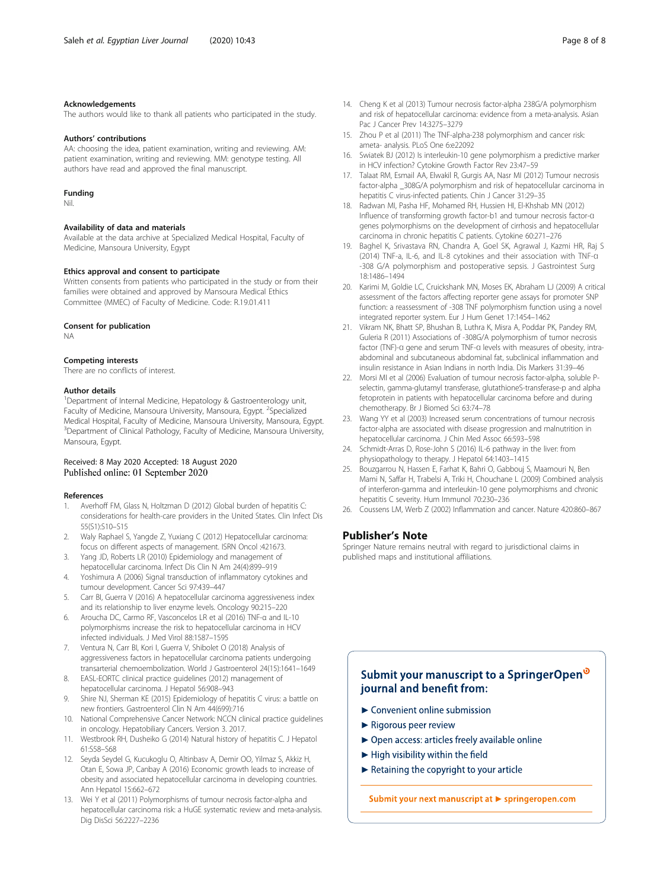### Acknowledgements

The authors would like to thank all patients who participated in the study.

### Authors' contributions

AA: choosing the idea, patient examination, writing and reviewing. AM: patient examination, writing and reviewing. MM: genotype testing. All authors have read and approved the final manuscript.

### Funding

Nil.

### Availability of data and materials

Available at the data archive at Specialized Medical Hospital, Faculty of Medicine, Mansoura University, Egypt

### Ethics approval and consent to participate

Written consents from patients who participated in the study or from their families were obtained and approved by Mansoura Medical Ethics Committee (MMEC) of Faculty of Medicine. Code: R.19.01.411

### Consent for publication

NA

### Competing interests

There are no conflicts of interest.

### Author details

[1]Department of Internal Medicine, Hepatology & Gastroenterology unit, Faculty of Medicine, Mansoura University, Mansoura, Egypt. [2]Specialized Medical Hospital, Faculty of Medicine, Mansoura University, Mansoura, Egypt. [3]Department of Clinical Pathology, Faculty of Medicine, Mansoura University, Mansoura, Egypt.

Received: 8 May 2020 Accepted: 18 August 2020
Published online: 01 September 2020

### References

1. Averhoff FM, Glass N, Holtzman D (2012) Global burden of hepatitis C: considerations for health-care providers in the United States. Clin Infect Dis 55(S1):S10–S15
2. Waly Raphael S, Yangde Z, Yuxiang C (2012) Hepatocellular carcinoma: focus on different aspects of management. ISRN Oncol :421673.
3. Yang JD, Roberts LR (2010) Epidemiology and management of hepatocellular carcinoma. Infect Dis Clin N Am 24(4):899–919
4. Yoshimura A (2006) Signal transduction of inflammatory cytokines and tumour development. Cancer Sci 97:439–447
5. Carr BI, Guerra V (2016) A hepatocellular carcinoma aggressiveness index and its relationship to liver enzyme levels. Oncology 90:215–220
6. Aroucha DC, Carmo RF, Vasconcelos LR et al (2016) TNF-α and IL-10 polymorphisms increase the risk to hepatocellular carcinoma in HCV infected individuals. J Med Virol 88:1587–1595
7. Ventura N, Carr BI, Kori I, Guerra V, Shibolet O (2018) Analysis of aggressiveness factors in hepatocellular carcinoma patients undergoing transarterial chemoembolization. World J Gastroenterol 24(15):1641–1649
8. EASL-EORTC clinical practice guidelines (2012) management of hepatocellular carcinoma. J Hepatol 56:908–943
9. Shire NJ, Sherman KE (2015) Epidemiology of hepatitis C virus: a battle on new frontiers. Gastroenterol Clin N Am 44(699):716
10. National Comprehensive Cancer Network: NCCN clinical practice guidelines in oncology. Hepatobiliary Cancers. Version 3. 2017.
11. Westbrook RH, Dusheiko G (2014) Natural history of hepatitis C. J Hepatol 61:S58–S68
12. Seyda Seydel G, Kucukoglu O, Altinbasv A, Demir OO, Yilmaz S, Akkiz H, Otan E, Sowa JP, Canbay A (2016) Economic growth leads to increase of obesity and associated hepatocellular carcinoma in developing countries. Ann Hepatol 15:662–672
13. Wei Y et al (2011) Polymorphisms of tumour necrosis factor-alpha and hepatocellular carcinoma risk: a HuGE systematic review and meta-analysis. Dig DisSci 56:2227–2236
14. Cheng K et al (2013) Tumour necrosis factor-alpha 238G/A polymorphism and risk of hepatocellular carcinoma: evidence from a meta-analysis. Asian Pac J Cancer Prev 14:3275–3279
15. Zhou P et al (2011) The TNF-alpha-238 polymorphism and cancer risk: ameta- analysis. PLoS One 6:e22092
16. Swiatek BJ (2012) Is interleukin-10 gene polymorphism a predictive marker in HCV infection? Cytokine Growth Factor Rev 23:47–59
17. Talaat RM, Esmail AA, Elwakil R, Gurgis AA, Nasr MI (2012) Tumour necrosis factor-alpha _308G/A polymorphism and risk of hepatocellular carcinoma in hepatitis C virus-infected patients. Chin J Cancer 31:29–35
18. Radwan MI, Pasha HF, Mohamed RH, Hussien HI, El-Khshab MN (2012) Influence of transforming growth factor-b1 and tumour necrosis factor-α genes polymorphisms on the development of cirrhosis and hepatocellular carcinoma in chronic hepatitis C patients. Cytokine 60:271–276
19. Baghel K, Srivastava RN, Chandra A, Goel SK, Agrawal J, Kazmi HR, Raj S (2014) TNF-a, IL-6, and IL-8 cytokines and their association with TNF-α -308 G/A polymorphism and postoperative sepsis. J Gastrointest Surg 18:1486–1494
20. Karimi M, Goldie LC, Cruickshank MN, Moses EK, Abraham LJ (2009) A critical assessment of the factors affecting reporter gene assays for promoter SNP function: a reassessment of -308 TNF polymorphism function using a novel integrated reporter system. Eur J Hum Genet 17:1454–1462
21. Vikram NK, Bhatt SP, Bhushan B, Luthra K, Misra A, Poddar PK, Pandey RM, Guleria R (2011) Associations of -308G/A polymorphism of tumor necrosis factor (TNF)-α gene and serum TNF-α levels with measures of obesity, intra-abdominal and subcutaneous abdominal fat, subclinical inflammation and insulin resistance in Asian Indians in north India. Dis Markers 31:39–46
22. Morsi MI et al (2006) Evaluation of tumour necrosis factor-alpha, soluble P-selectin, gamma-glutamyl transferase, glutathioneS-transferase-p and alpha fetoprotein in patients with hepatocellular carcinoma before and during chemotherapy. Br J Biomed Sci 63:74–78
23. Wang YY et al (2003) Increased serum concentrations of tumour necrosis factor-alpha are associated with disease progression and malnutrition in hepatocellular carcinoma. J Chin Med Assoc 66:593–598
24. Schmidt-Arras D, Rose-John S (2016) IL-6 pathway in the liver: from physiopathology to therapy. J Hepatol 64:1403–1415
25. Bouzgarrou N, Hassen E, Farhat K, Bahri O, Gabbouj S, Maamouri N, Ben Mami N, Saffar H, Trabelsi A, Triki H, Chouchane L (2009) Combined analysis of interferon-gamma and interleukin-10 gene polymorphisms and chronic hepatitis C severity. Hum Immunol 70:230–236
26. Coussens LM, Werb Z (2002) Inflammation and cancer. Nature 420:860–867

### Publisher's Note

Springer Nature remains neutral with regard to jurisdictional claims in published maps and institutional affiliations.

**Submit your manuscript to a SpringerOpen journal and benefit from:**

- ► Convenient online submission
- ► Rigorous peer review
- ► Open access: articles freely available online
- ► High visibility within the field
- ► Retaining the copyright to your article

Submit your next manuscript at ► springeropen.com